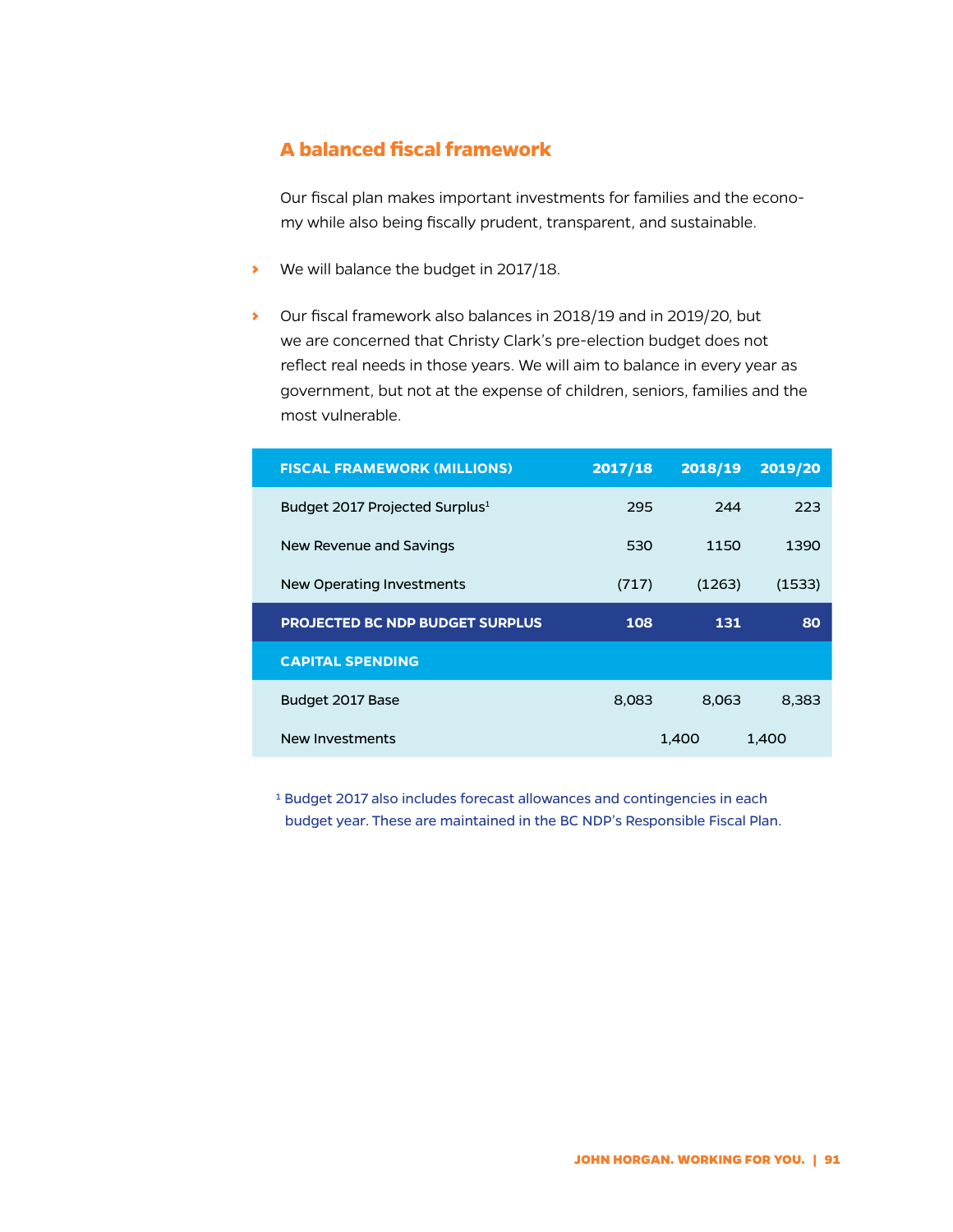## A balanced fiscal framework

Our fiscal plan makes important investments for families and the economy while also being fiscally prudent, transparent, and sustainable.

- We will balance the budget in 2017/18.
- Our fiscal framework also balances in 2018/19 and in 2019/20, but we are concerned that Christy Clark's pre-election budget does not reflect real needs in those years. We will aim to balance in every year as government, but not at the expense of children, seniors, families and the most vulnerable.

| FISCAL FRAMEWORK (MILLIONS) | 2017/18 | 2018/19 | 2019/20 |
|---|---|---|---|
| Budget 2017 Projected Surplus[1] | 295 | 244 | 223 |
| New Revenue and Savings | 530 | 1150 | 1390 |
| New Operating Investments | (717) | (1263) | (1533) |
| **PROJECTED BC NDP BUDGET SURPLUS** | **108** | **131** | **80** |
| **CAPITAL SPENDING** | | | |
| Budget 2017 Base | 8,083 | 8,063 | 8,383 |
| New Investments | | 1,400 | 1,400 |

[1] Budget 2017 also includes forecast allowances and contingencies in each budget year. These are maintained in the BC NDP's Responsible Fiscal Plan.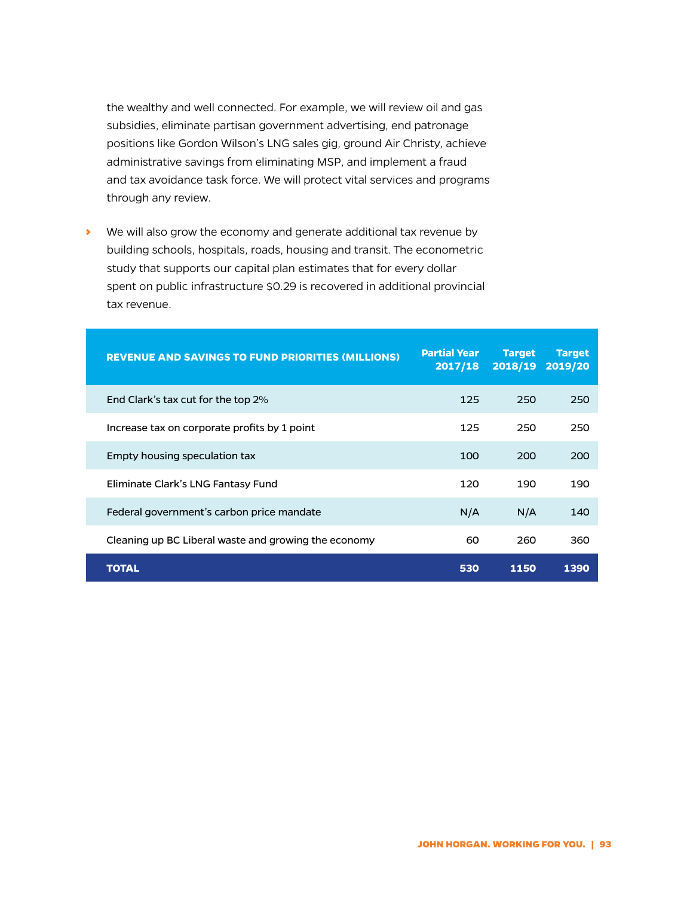the wealthy and well connected. For example, we will review oil and gas subsidies, eliminate partisan government advertising, end patronage positions like Gordon Wilson's LNG sales gig, ground Air Christy, achieve administrative savings from eliminating MSP, and implement a fraud and tax avoidance task force. We will protect vital services and programs through any review.

- We will also grow the economy and generate additional tax revenue by building schools, hospitals, roads, housing and transit. The econometric study that supports our capital plan estimates that for every dollar spent on public infrastructure $0.29 is recovered in additional provincial tax revenue.

| REVENUE AND SAVINGS TO FUND PRIORITIES (MILLIONS) | Partial Year 2017/18 | Target 2018/19 | Target 2019/20 |
|---|---|---|---|
| End Clark's tax cut for the top 2% | 125 | 250 | 250 |
| Increase tax on corporate profits by 1 point | 125 | 250 | 250 |
| Empty housing speculation tax | 100 | 200 | 200 |
| Eliminate Clark's LNG Fantasy Fund | 120 | 190 | 190 |
| Federal government's carbon price mandate | N/A | N/A | 140 |
| Cleaning up BC Liberal waste and growing the economy | 60 | 260 | 360 |
| **TOTAL** | **530** | **1150** | **1390** |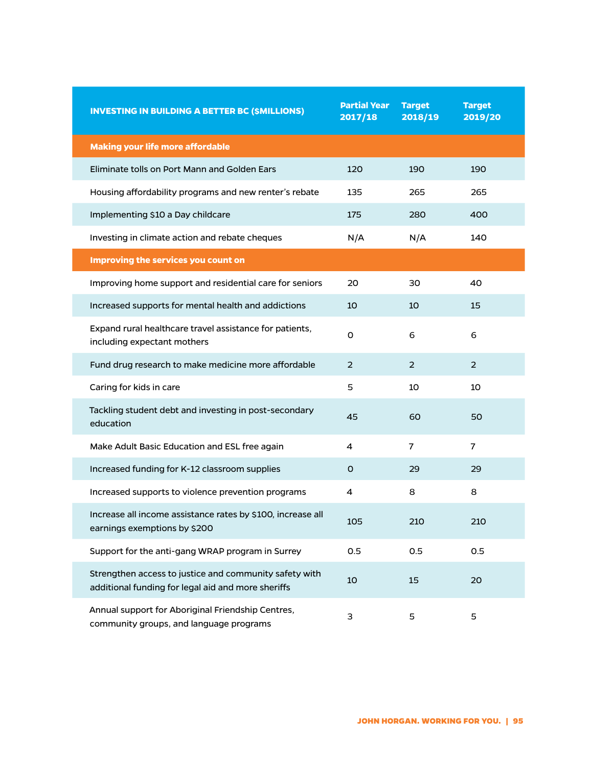| INVESTING IN BUILDING A BETTER BC ($MILLIONS) | Partial Year 2017/18 | Target 2018/19 | Target 2019/20 |
|---|---|---|---|
| **Making your life more affordable** | | | |
| Eliminate tolls on Port Mann and Golden Ears | 120 | 190 | 190 |
| Housing affordability programs and new renter's rebate | 135 | 265 | 265 |
| Implementing $10 a Day childcare | 175 | 280 | 400 |
| Investing in climate action and rebate cheques | N/A | N/A | 140 |
| **Improving the services you count on** | | | |
| Improving home support and residential care for seniors | 20 | 30 | 40 |
| Increased supports for mental health and addictions | 10 | 10 | 15 |
| Expand rural healthcare travel assistance for patients, including expectant mothers | 0 | 6 | 6 |
| Fund drug research to make medicine more affordable | 2 | 2 | 2 |
| Caring for kids in care | 5 | 10 | 10 |
| Tackling student debt and investing in post-secondary education | 45 | 60 | 50 |
| Make Adult Basic Education and ESL free again | 4 | 7 | 7 |
| Increased funding for K-12 classroom supplies | 0 | 29 | 29 |
| Increased supports to violence prevention programs | 4 | 8 | 8 |
| Increase all income assistance rates by $100, increase all earnings exemptions by $200 | 105 | 210 | 210 |
| Support for the anti-gang WRAP program in Surrey | 0.5 | 0.5 | 0.5 |
| Strengthen access to justice and community safety with additional funding for legal aid and more sheriffs | 10 | 15 | 20 |
| Annual support for Aboriginal Friendship Centres, community groups, and language programs | 3 | 5 | 5 |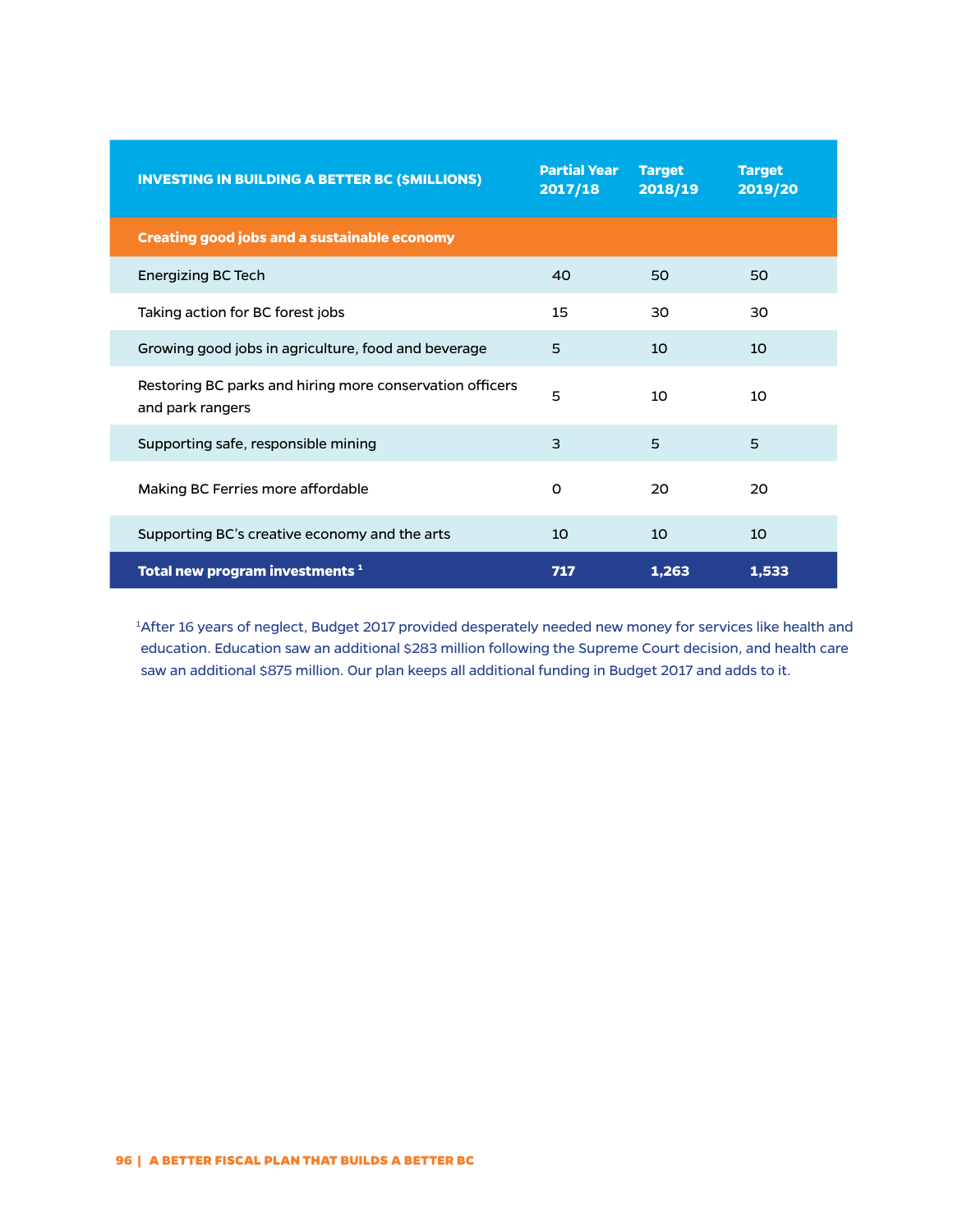| INVESTING IN BUILDING A BETTER BC ($MILLIONS) | Partial Year 2017/18 | Target 2018/19 | Target 2019/20 |
|---|---|---|---|
| **Creating good jobs and a sustainable economy** | | | |
| Energizing BC Tech | 40 | 50 | 50 |
| Taking action for BC forest jobs | 15 | 30 | 30 |
| Growing good jobs in agriculture, food and beverage | 5 | 10 | 10 |
| Restoring BC parks and hiring more conservation officers and park rangers | 5 | 10 | 10 |
| Supporting safe, responsible mining | 3 | 5 | 5 |
| Making BC Ferries more affordable | 0 | 20 | 20 |
| Supporting BC's creative economy and the arts | 10 | 10 | 10 |
| **Total new program investments [1]** | **717** | **1,263** | **1,533** |

[1]After 16 years of neglect, Budget 2017 provided desperately needed new money for services like health and education. Education saw an additional $283 million following the Supreme Court decision, and health care saw an additional $875 million. Our plan keeps all additional funding in Budget 2017 and adds to it.